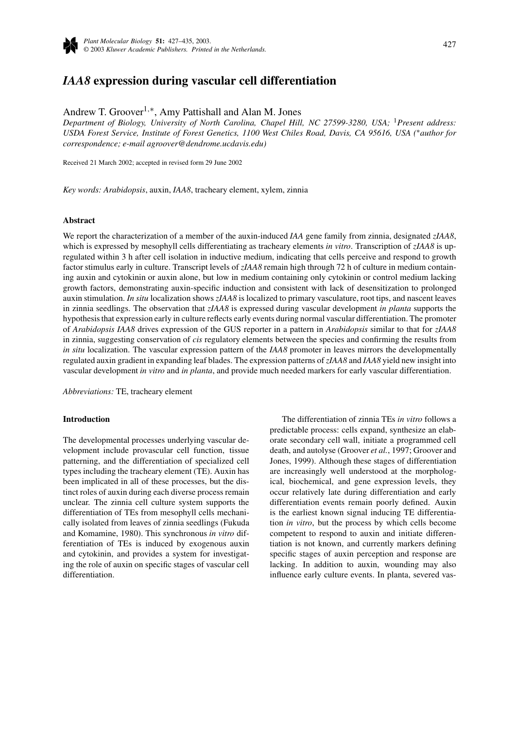# *IAA8* expression during vascular cell differentiation

Andrew T. Groover[1,*], Amy Pattishall and Alan M. Jones

*Department of Biology, University of North Carolina, Chapel Hill, NC 27599-3280, USA;* [1]*Present address: USDA Forest Service, Institute of Forest Genetics, 1100 West Chiles Road, Davis, CA 95616, USA (*author for correspondence; e-mail agroover@dendrome.ucdavis.edu)*

Received 21 March 2002; accepted in revised form 29 June 2002

*Key words: Arabidopsis*, auxin, *IAA8*, tracheary element, xylem, zinnia

### Abstract

We report the characterization of a member of the auxin-induced *IAA* gene family from zinnia, designated *zIAA8*, which is expressed by mesophyll cells differentiating as tracheary elements *in vitro*. Transcription of *zIAA8* is upregulated within 3 h after cell isolation in inductive medium, indicating that cells perceive and respond to growth factor stimulus early in culture. Transcript levels of *zIAA8* remain high through 72 h of culture in medium containing auxin and cytokinin or auxin alone, but low in medium containing only cytokinin or control medium lacking growth factors, demonstrating auxin-specific induction and consistent with lack of desensitization to prolonged auxin stimulation. *In situ* localization shows *zIAA8* is localized to primary vasculature, root tips, and nascent leaves in zinnia seedlings. The observation that *zIAA8* is expressed during vascular development *in planta* supports the hypothesis that expression early in culture reflects early events during normal vascular differentiation. The promoter of *Arabidopsis IAA8* drives expression of the GUS reporter in a pattern in *Arabidopsis* similar to that for *zIAA8* in zinnia, suggesting conservation of *cis* regulatory elements between the species and confirming the results from *in situ* localization. The vascular expression pattern of the *IAA8* promoter in leaves mirrors the developmentally regulated auxin gradient in expanding leaf blades. The expression patterns of *zIAA8* and *IAA8* yield new insight into vascular development *in vitro* and *in planta*, and provide much needed markers for early vascular differentiation.

*Abbreviations:* TE, tracheary element

### Introduction

The developmental processes underlying vascular development include provascular cell function, tissue patterning, and the differentiation of specialized cell types including the tracheary element (TE). Auxin has been implicated in all of these processes, but the distinct roles of auxin during each diverse process remain unclear. The zinnia cell culture system supports the differentiation of TEs from mesophyll cells mechanically isolated from leaves of zinnia seedlings (Fukuda and Komamine, 1980). This synchronous *in vitro* differentiation of TEs is induced by exogenous auxin and cytokinin, and provides a system for investigating the role of auxin on specific stages of vascular cell differentiation.

The differentiation of zinnia TEs *in vitro* follows a predictable process: cells expand, synthesize an elaborate secondary cell wall, initiate a programmed cell death, and autolyse (Groover *et al.*, 1997; Groover and Jones, 1999). Although these stages of differentiation are increasingly well understood at the morphological, biochemical, and gene expression levels, they occur relatively late during differentiation and early differentiation events remain poorly defined. Auxin is the earliest known signal inducing TE differentiation *in vitro*, but the process by which cells become competent to respond to auxin and initiate differentiation is not known, and currently markers defining specific stages of auxin perception and response are lacking. In addition to auxin, wounding may also influence early culture events. In planta, severed vas-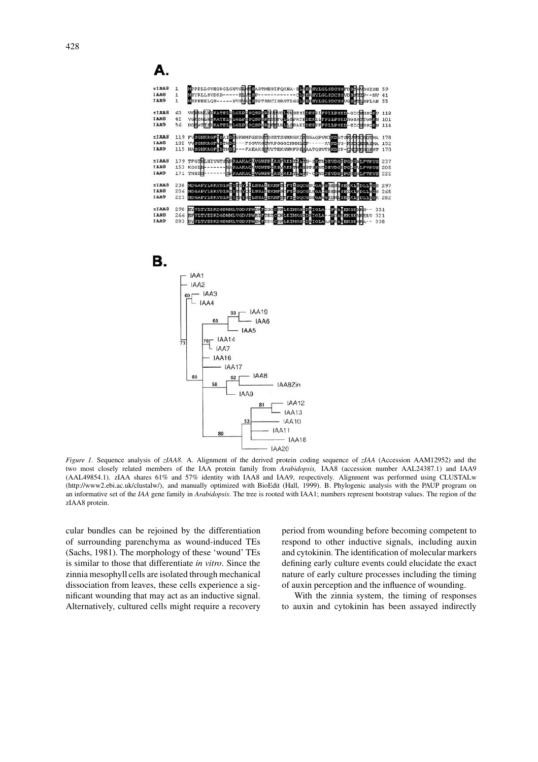*Figure 1.* Sequence analysis of *zIAA8*. A. Alignment of the derived protein coding sequence of *zIAA* (Accession AAM12952) and the two most closely related members of the IAA protein family from *Arabidopsis,* IAA8 (accession number AAL24387.1) and IAA9 (AAL49854.1). zIAA shares 61% and 57% identity with IAA8 and IAA9, respectively. Alignment was performed using CLUSTALw (http://www2.ebi.ac.uk/clustalw/), and manually optimized with BioEdit (Hall, 1999). B. Phylogenic analysis with the PAUP program on an informative set of the *IAA* gene family in *Arabidopsis*. The tree is rooted with IAA1; numbers represent bootstrap values. The region of the zIAA8 protein.

cular bundles can be rejoined by the differentiation of surrounding parenchyma as wound-induced TEs (Sachs, 1981). The morphology of these 'wound' TEs is similar to those that differentiate *in vitro*. Since the zinnia mesophyll cells are isolated through mechanical dissociation from leaves, these cells experience a significant wounding that may act as an inductive signal. Alternatively, cultured cells might require a recovery period from wounding before becoming competent to respond to other inductive signals, including auxin and cytokinin. The identification of molecular markers defining early culture events could elucidate the exact nature of early culture processes including the timing of auxin perception and the influence of wounding.

With the zinnia system, the timing of responses to auxin and cytokinin has been assayed indirectly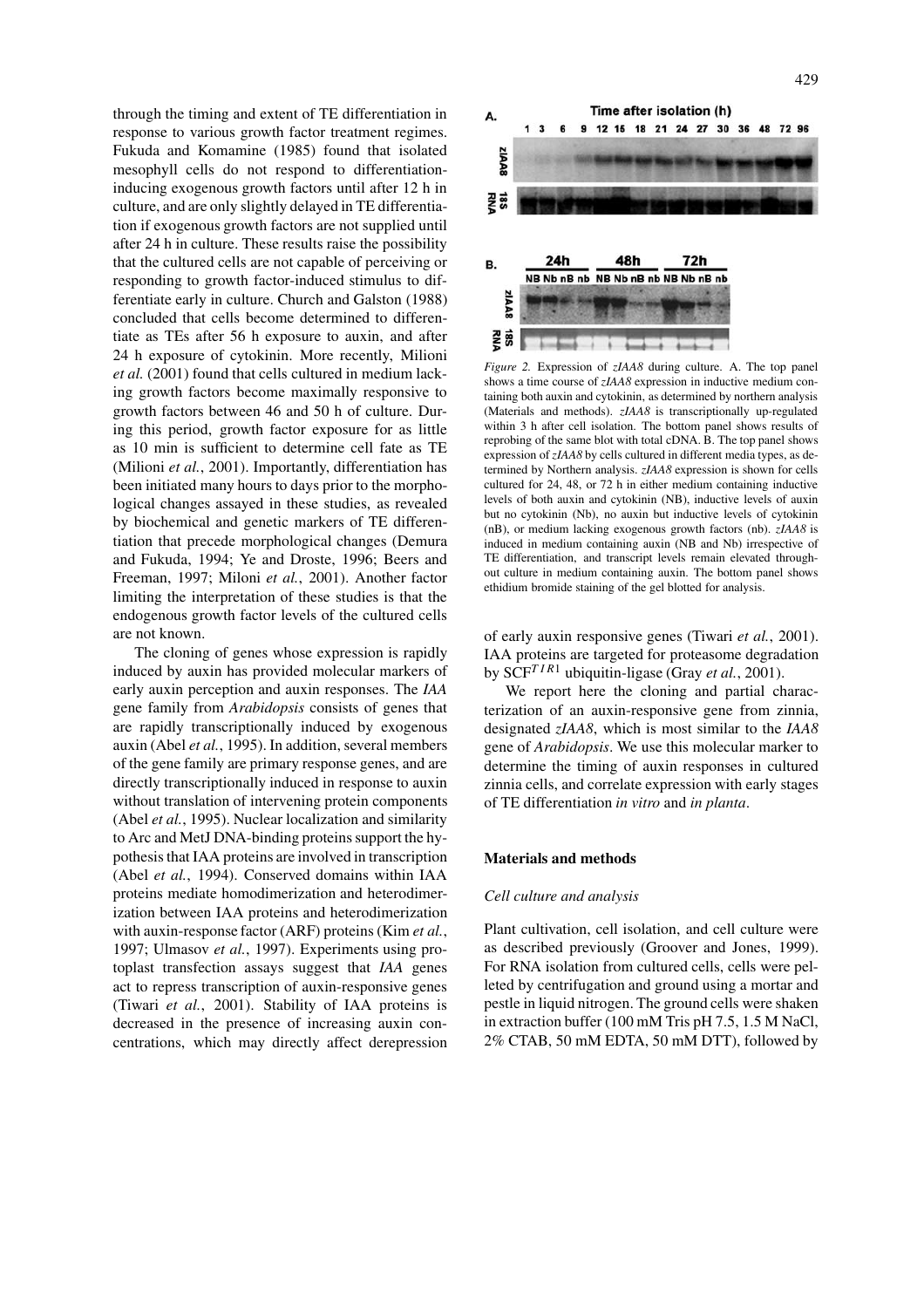through the timing and extent of TE differentiation in response to various growth factor treatment regimes. Fukuda and Komamine (1985) found that isolated mesophyll cells do not respond to differentiation-inducing exogenous growth factors until after 12 h in culture, and are only slightly delayed in TE differentiation if exogenous growth factors are not supplied until after 24 h in culture. These results raise the possibility that the cultured cells are not capable of perceiving or responding to growth factor-induced stimulus to differentiate early in culture. Church and Galston (1988) concluded that cells become determined to differentiate as TEs after 56 h exposure to auxin, and after 24 h exposure of cytokinin. More recently, Milioni *et al.* (2001) found that cells cultured in medium lacking growth factors become maximally responsive to growth factors between 46 and 50 h of culture. During this period, growth factor exposure for as little as 10 min is sufficient to determine cell fate as TE (Milioni *et al.*, 2001). Importantly, differentiation has been initiated many hours to days prior to the morphological changes assayed in these studies, as revealed by biochemical and genetic markers of TE differentiation that precede morphological changes (Demura and Fukuda, 1994; Ye and Droste, 1996; Beers and Freeman, 1997; Miloni *et al.*, 2001). Another factor limiting the interpretation of these studies is that the endogenous growth factor levels of the cultured cells are not known.

The cloning of genes whose expression is rapidly induced by auxin has provided molecular markers of early auxin perception and auxin responses. The *IAA* gene family from *Arabidopsis* consists of genes that are rapidly transcriptionally induced by exogenous auxin (Abel *et al.*, 1995). In addition, several members of the gene family are primary response genes, and are directly transcriptionally induced in response to auxin without translation of intervening protein components (Abel *et al.*, 1995). Nuclear localization and similarity to Arc and MetJ DNA-binding proteins support the hypothesis that IAA proteins are involved in transcription (Abel *et al.*, 1994). Conserved domains within IAA proteins mediate homodimerization and heterodimerization between IAA proteins and heterodimerization with auxin-response factor (ARF) proteins (Kim *et al.*, 1997; Ulmasov *et al.*, 1997). Experiments using protoplast transfection assays suggest that *IAA* genes act to repress transcription of auxin-responsive genes (Tiwari *et al.*, 2001). Stability of IAA proteins is decreased in the presence of increasing auxin concentrations, which may directly affect derepression of early auxin responsive genes (Tiwari *et al.*, 2001). IAA proteins are targeted for proteasome degradation by $SCF^{TIR1}$ ubiquitin-ligase (Gray *et al.*, 2001).

*Figure 2.* Expression of *zIAA8* during culture. A. The top panel shows a time course of *zIAA8* expression in inductive medium containing both auxin and cytokinin, as determined by northern analysis (Materials and methods). *zIAA8* is transcriptionally up-regulated within 3 h after cell isolation. The bottom panel shows results of reprobing of the same blot with total cDNA. B. The top panel shows expression of *zIAA8* by cells cultured in different media types, as determined by Northern analysis. *zIAA8* expression is shown for cells cultured for 24, 48, or 72 h in either medium containing inductive levels of both auxin and cytokinin (NB), inductive levels of auxin but no cytokinin (Nb), no auxin but inductive levels of cytokinin (nB), or medium lacking exogenous growth factors (nb). *zIAA8* is induced in medium containing auxin (NB and Nb) irrespective of TE differentiation, and transcript levels remain elevated throughout culture in medium containing auxin. The bottom panel shows ethidium bromide staining of the gel blotted for analysis.

We report here the cloning and partial characterization of an auxin-responsive gene from zinnia, designated *zIAA8*, which is most similar to the *IAA8* gene of *Arabidopsis*. We use this molecular marker to determine the timing of auxin responses in cultured zinnia cells, and correlate expression with early stages of TE differentiation *in vitro* and *in planta*.

## Materials and methods

### Cell culture and analysis

Plant cultivation, cell isolation, and cell culture were as described previously (Groover and Jones, 1999). For RNA isolation from cultured cells, cells were pelleted by centrifugation and ground using a mortar and pestle in liquid nitrogen. The ground cells were shaken in extraction buffer (100 mM Tris pH 7.5, 1.5 M NaCl, 2% CTAB, 50 mM EDTA, 50 mM DTT), followed by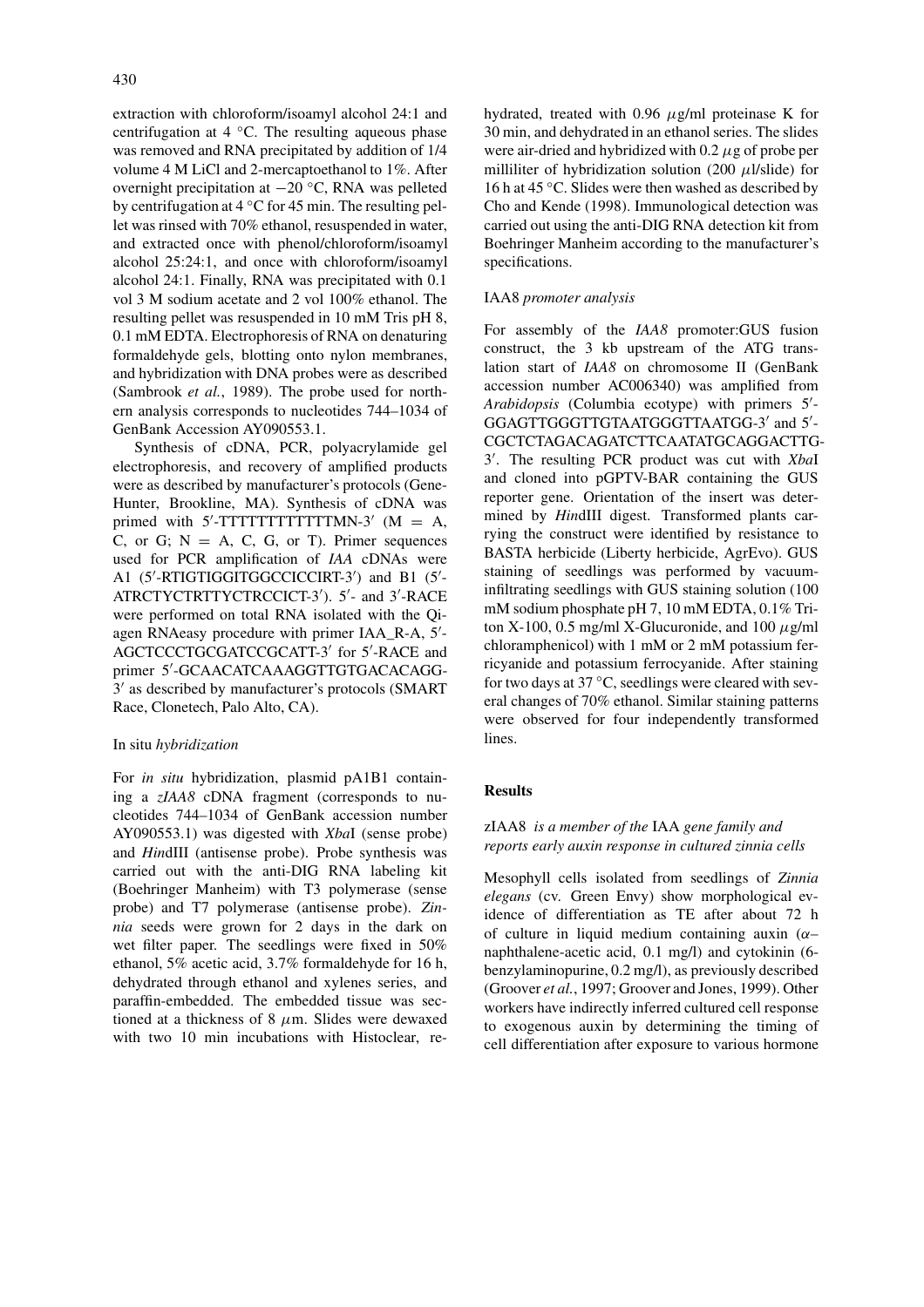extraction with chloroform/isoamyl alcohol 24:1 and centrifugation at 4 °C. The resulting aqueous phase was removed and RNA precipitated by addition of 1/4 volume 4 M LiCl and 2-mercaptoethanol to 1%. After overnight precipitation at −20 °C, RNA was pelleted by centrifugation at 4 °C for 45 min. The resulting pellet was rinsed with 70% ethanol, resuspended in water, and extracted once with phenol/chloroform/isoamyl alcohol 25:24:1, and once with chloroform/isoamyl alcohol 24:1. Finally, RNA was precipitated with 0.1 vol 3 M sodium acetate and 2 vol 100% ethanol. The resulting pellet was resuspended in 10 mM Tris pH 8, 0.1 mM EDTA. Electrophoresis of RNA on denaturing formaldehyde gels, blotting onto nylon membranes, and hybridization with DNA probes were as described (Sambrook *et al.*, 1989). The probe used for northern analysis corresponds to nucleotides 744–1034 of GenBank Accession AY090553.1.

Synthesis of cDNA, PCR, polyacrylamide gel electrophoresis, and recovery of amplified products were as described by manufacturer's protocols (GeneHunter, Brookline, MA). Synthesis of cDNA was primed with 5′-TTTTTTTTTTTTMN-3′ (M = A, C, or G; N = A, C, G, or T). Primer sequences used for PCR amplification of *IAA* cDNAs were A1 (5′-RTIGTIGGITGGCCICCIRT-3′) and B1 (5′-ATRCTYCTRTTYCTRCCICT-3′). 5′- and 3′-RACE were performed on total RNA isolated with the Qiagen RNAeasy procedure with primer IAA_R-A, 5′-AGCTCCCTGCGATCCGCATT-3′ for 5′-RACE and primer 5′-GCAACATCAAAGGTTGTGACACAGG-3′ as described by manufacturer's protocols (SMART Race, Clonetech, Palo Alto, CA).

### In situ *hybridization*

For *in situ* hybridization, plasmid pA1B1 containing a *zIAA8* cDNA fragment (corresponds to nucleotides 744–1034 of GenBank accession number AY090553.1) was digested with *Xba*I (sense probe) and *Hin*dIII (antisense probe). Probe synthesis was carried out with the anti-DIG RNA labeling kit (Boehringer Manheim) with T3 polymerase (sense probe) and T7 polymerase (antisense probe). *Zinnia* seeds were grown for 2 days in the dark on wet filter paper. The seedlings were fixed in 50% ethanol, 5% acetic acid, 3.7% formaldehyde for 16 h, dehydrated through ethanol and xylenes series, and paraffin-embedded. The embedded tissue was sectioned at a thickness of 8 $\mu$m. Slides were dewaxed with two 10 min incubations with Histoclear, rehydrated, treated with 0.96 $\mu$g/ml proteinase K for 30 min, and dehydrated in an ethanol series. The slides were air-dried and hybridized with 0.2 $\mu$g of probe per milliliter of hybridization solution (200 $\mu$l/slide) for 16 h at 45 °C. Slides were then washed as described by Cho and Kende (1998). Immunological detection was carried out using the anti-DIG RNA detection kit from Boehringer Manheim according to the manufacturer's specifications.

### IAA8 *promoter analysis*

For assembly of the *IAA8* promoter:GUS fusion construct, the 3 kb upstream of the ATG translation start of *IAA8* on chromosome II (GenBank accession number AC006340) was amplified from *Arabidopsis* (Columbia ecotype) with primers 5′-GGAGTTGGGTTGTAATGGGTTAATGG-3′ and 5′-CGCTCTAGACAGATCTTCAATATGCAGGACTTG-3′. The resulting PCR product was cut with *Xba*I and cloned into pGPTV-BAR containing the GUS reporter gene. Orientation of the insert was determined by *Hin*dIII digest. Transformed plants carrying the construct were identified by resistance to BASTA herbicide (Liberty herbicide, AgrEvo). GUS staining of seedlings was performed by vacuum-infiltrating seedlings with GUS staining solution (100 mM sodium phosphate pH 7, 10 mM EDTA, 0.1% Triton X-100, 0.5 mg/ml X-Glucuronide, and 100 $\mu$g/ml chloramphenicol) with 1 mM or 2 mM potassium ferricyanide and potassium ferrocyanide. After staining for two days at 37 °C, seedlings were cleared with several changes of 70% ethanol. Similar staining patterns were observed for four independently transformed lines.

## Results

### zIAA8 *is a member of the* IAA *gene family and reports early auxin response in cultured zinnia cells*

Mesophyll cells isolated from seedlings of *Zinnia elegans* (cv. Green Envy) show morphological evidence of differentiation as TE after about 72 h of culture in liquid medium containing auxin ($\alpha$–naphthalene-acetic acid, 0.1 mg/l) and cytokinin (6-benzylaminopurine, 0.2 mg/l), as previously described (Groover *et al.*, 1997; Groover and Jones, 1999). Other workers have indirectly inferred cultured cell response to exogenous auxin by determining the timing of cell differentiation after exposure to various hormone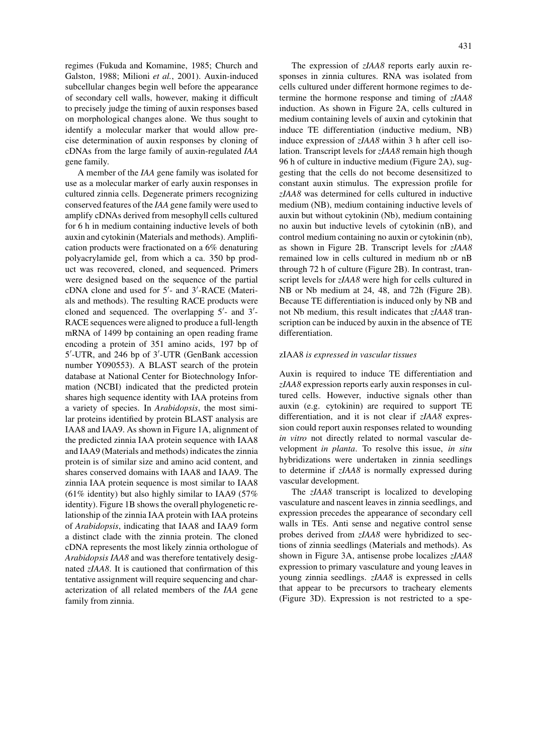regimes (Fukuda and Komamine, 1985; Church and Galston, 1988; Milioni *et al.*, 2001). Auxin-induced subcellular changes begin well before the appearance of secondary cell walls, however, making it difficult to precisely judge the timing of auxin responses based on morphological changes alone. We thus sought to identify a molecular marker that would allow precise determination of auxin responses by cloning of cDNAs from the large family of auxin-regulated *IAA* gene family.

A member of the *IAA* gene family was isolated for use as a molecular marker of early auxin responses in cultured zinnia cells. Degenerate primers recognizing conserved features of the *IAA* gene family were used to amplify cDNAs derived from mesophyll cells cultured for 6 h in medium containing inductive levels of both auxin and cytokinin (Materials and methods). Amplification products were fractionated on a 6% denaturing polyacrylamide gel, from which a ca. 350 bp product was recovered, cloned, and sequenced. Primers were designed based on the sequence of the partial cDNA clone and used for 5′- and 3′-RACE (Materials and methods). The resulting RACE products were cloned and sequenced. The overlapping 5′- and 3′-RACE sequences were aligned to produce a full-length mRNA of 1499 bp containing an open reading frame encoding a protein of 351 amino acids, 197 bp of 5′-UTR, and 246 bp of 3′-UTR (GenBank accession number Y090553). A BLAST search of the protein database at National Center for Biotechnology Information (NCBI) indicated that the predicted protein shares high sequence identity with IAA proteins from a variety of species. In *Arabidopsis*, the most similar proteins identified by protein BLAST analysis are IAA8 and IAA9. As shown in Figure 1A, alignment of the predicted zinnia IAA protein sequence with IAA8 and IAA9 (Materials and methods) indicates the zinnia protein is of similar size and amino acid content, and shares conserved domains with IAA8 and IAA9. The zinnia IAA protein sequence is most similar to IAA8 (61% identity) but also highly similar to IAA9 (57% identity). Figure 1B shows the overall phylogenetic relationship of the zinnia IAA protein with IAA proteins of *Arabidopsis*, indicating that IAA8 and IAA9 form a distinct clade with the zinnia protein. The cloned cDNA represents the most likely zinnia orthologue of *Arabidopsis IAA8* and was therefore tentatively designated *zIAA8*. It is cautioned that confirmation of this tentative assignment will require sequencing and characterization of all related members of the *IAA* gene family from zinnia.

The expression of *zIAA8* reports early auxin responses in zinnia cultures. RNA was isolated from cells cultured under different hormone regimes to determine the hormone response and timing of *zIAA8* induction. As shown in Figure 2A, cells cultured in medium containing levels of auxin and cytokinin that induce TE differentiation (inductive medium, NB) induce expression of *zIAA8* within 3 h after cell isolation. Transcript levels for *zIAA8* remain high though 96 h of culture in inductive medium (Figure 2A), suggesting that the cells do not become desensitized to constant auxin stimulus. The expression profile for *zIAA8* was determined for cells cultured in inductive medium (NB), medium containing inductive levels of auxin but without cytokinin (Nb), medium containing no auxin but inductive levels of cytokinin (nB), and control medium containing no auxin or cytokinin (nb), as shown in Figure 2B. Transcript levels for *zIAA8* remained low in cells cultured in medium nb or nB through 72 h of culture (Figure 2B). In contrast, transcript levels for *zIAA8* were high for cells cultured in NB or Nb medium at 24, 48, and 72h (Figure 2B). Because TE differentiation is induced only by NB and not Nb medium, this result indicates that *zIAA8* transcription can be induced by auxin in the absence of TE differentiation.

### zIAA8 *is expressed in vascular tissues*

Auxin is required to induce TE differentiation and *zIAA8* expression reports early auxin responses in cultured cells. However, inductive signals other than auxin (e.g. cytokinin) are required to support TE differentiation, and it is not clear if *zIAA8* expression could report auxin responses related to wounding *in vitro* not directly related to normal vascular development *in planta*. To resolve this issue, *in situ* hybridizations were undertaken in zinnia seedlings to determine if *zIAA8* is normally expressed during vascular development.

The *zIAA8* transcript is localized to developing vasculature and nascent leaves in zinnia seedlings, and expression precedes the appearance of secondary cell walls in TEs. Anti sense and negative control sense probes derived from *zIAA8* were hybridized to sections of zinnia seedlings (Materials and methods). As shown in Figure 3A, antisense probe localizes *zIAA8* expression to primary vasculature and young leaves in young zinnia seedlings. *zIAA8* is expressed in cells that appear to be precursors to tracheary elements (Figure 3D). Expression is not restricted to a spe-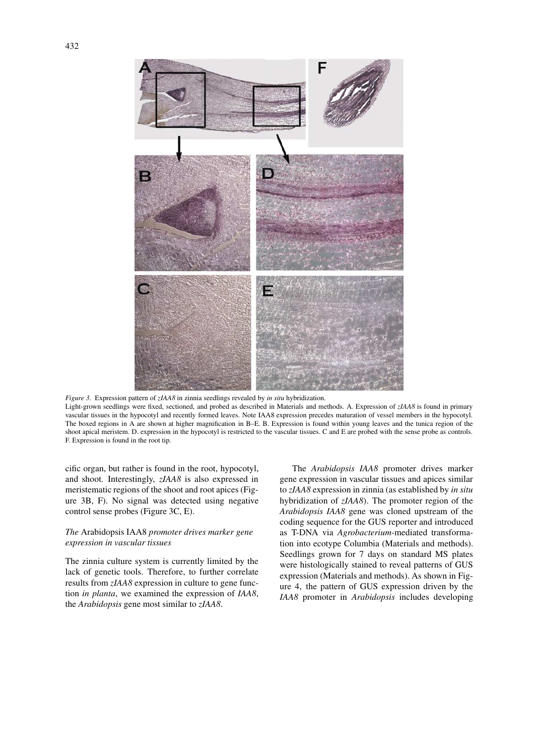*Figure 3.* Expression pattern of *zIAA8* in zinnia seedlings revealed by *in situ* hybridization.
Light-grown seedlings were fixed, sectioned, and probed as described in Materials and methods. A. Expression of *zIAA8* is found in primary vascular tissues in the hypocotyl and recently formed leaves. Note IAA8 expression precedes maturation of vessel members in the hypocotyl. The boxed regions in A are shown at higher magnification in B–E. B. Expression is found within young leaves and the tunica region of the shoot apical meristem. D. expression in the hypocotyl is restricted to the vascular tissues. C and E are probed with the sense probe as controls. F. Expression is found in the root tip.

cific organ, but rather is found in the root, hypocotyl, and shoot. Interestingly, *zIAA8* is also expressed in meristematic regions of the shoot and root apices (Figure 3B, F). No signal was detected using negative control sense probes (Figure 3C, E).

### *The* Arabidopsis IAA8 *promoter drives marker gene expression in vascular tissues*

The zinnia culture system is currently limited by the lack of genetic tools. Therefore, to further correlate results from *zIAA8* expression in culture to gene function *in planta*, we examined the expression of *IAA8*, the *Arabidopsis* gene most similar to *zIAA8*.

The *Arabidopsis IAA8* promoter drives marker gene expression in vascular tissues and apices similar to *zIAA8* expression in zinnia (as established by *in situ* hybridization of *zIAA8*). The promoter region of the *Arabidopsis IAA8* gene was cloned upstream of the coding sequence for the GUS reporter and introduced as T-DNA via *Agrobacterium*-mediated transformation into ecotype Columbia (Materials and methods). Seedlings grown for 7 days on standard MS plates were histologically stained to reveal patterns of GUS expression (Materials and methods). As shown in Figure 4, the pattern of GUS expression driven by the *IAA8* promoter in *Arabidopsis* includes developing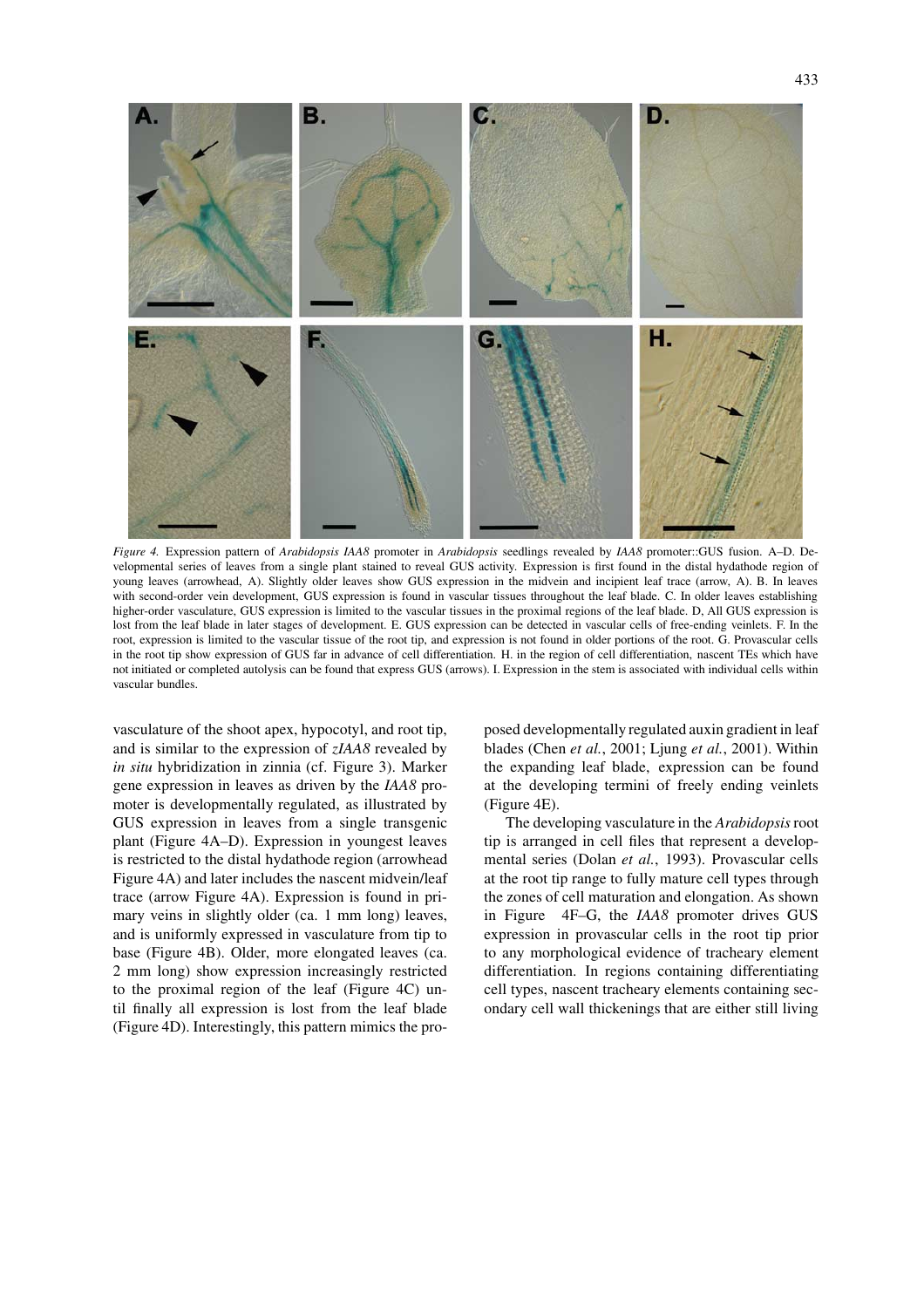*Figure 4.* Expression pattern of *Arabidopsis IAA8* promoter in *Arabidopsis* seedlings revealed by *IAA8* promoter::GUS fusion. A–D. Developmental series of leaves from a single plant stained to reveal GUS activity. Expression is first found in the distal hydathode region of young leaves (arrowhead, A). Slightly older leaves show GUS expression in the midvein and incipient leaf trace (arrow, A). B. In leaves with second-order vein development, GUS expression is found in vascular tissues throughout the leaf blade. C. In older leaves establishing higher-order vasculature, GUS expression is limited to the vascular tissues in the proximal regions of the leaf blade. D, All GUS expression is lost from the leaf blade in later stages of development. E. GUS expression can be detected in vascular cells of free-ending veinlets. F. In the root, expression is limited to the vascular tissue of the root tip, and expression is not found in older portions of the root. G. Provascular cells in the root tip show expression of GUS far in advance of cell differentiation. H. in the region of cell differentiation, nascent TEs which have not initiated or completed autolysis can be found that express GUS (arrows). I. Expression in the stem is associated with individual cells within vascular bundles.

vasculature of the shoot apex, hypocotyl, and root tip, and is similar to the expression of *zIAA8* revealed by *in situ* hybridization in zinnia (cf. Figure 3). Marker gene expression in leaves as driven by the *IAA8* promoter is developmentally regulated, as illustrated by GUS expression in leaves from a single transgenic plant (Figure 4A–D). Expression in youngest leaves is restricted to the distal hydathode region (arrowhead Figure 4A) and later includes the nascent midvein/leaf trace (arrow Figure 4A). Expression is found in primary veins in slightly older (ca. 1 mm long) leaves, and is uniformly expressed in vasculature from tip to base (Figure 4B). Older, more elongated leaves (ca. 2 mm long) show expression increasingly restricted to the proximal region of the leaf (Figure 4C) until finally all expression is lost from the leaf blade (Figure 4D). Interestingly, this pattern mimics the proposed developmentally regulated auxin gradient in leaf blades (Chen *et al.*, 2001; Ljung *et al.*, 2001). Within the expanding leaf blade, expression can be found at the developing termini of freely ending veinlets (Figure 4E).

The developing vasculature in the *Arabidopsis* root tip is arranged in cell files that represent a developmental series (Dolan *et al.*, 1993). Provascular cells at the root tip range to fully mature cell types through the zones of cell maturation and elongation. As shown in Figure 4F–G, the *IAA8* promoter drives GUS expression in provascular cells in the root tip prior to any morphological evidence of tracheary element differentiation. In regions containing differentiating cell types, nascent tracheary elements containing secondary cell wall thickenings that are either still living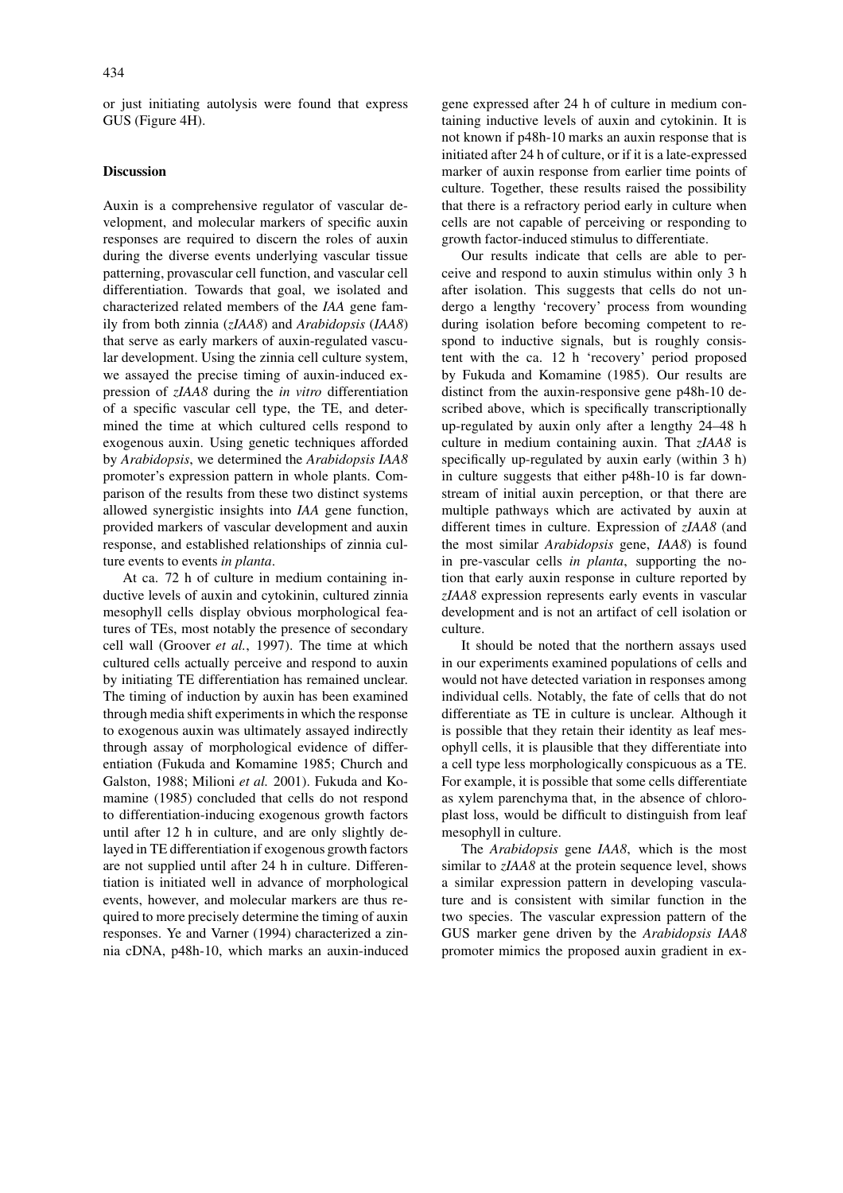or just initiating autolysis were found that express GUS (Figure 4H).

## Discussion

Auxin is a comprehensive regulator of vascular development, and molecular markers of specific auxin responses are required to discern the roles of auxin during the diverse events underlying vascular tissue patterning, provascular cell function, and vascular cell differentiation. Towards that goal, we isolated and characterized related members of the *IAA* gene family from both zinnia (*zIAA8*) and *Arabidopsis* (*IAA8*) that serve as early markers of auxin-regulated vascular development. Using the zinnia cell culture system, we assayed the precise timing of auxin-induced expression of *zIAA8* during the *in vitro* differentiation of a specific vascular cell type, the TE, and determined the time at which cultured cells respond to exogenous auxin. Using genetic techniques afforded by *Arabidopsis*, we determined the *Arabidopsis IAA8* promoter's expression pattern in whole plants. Comparison of the results from these two distinct systems allowed synergistic insights into *IAA* gene function, provided markers of vascular development and auxin response, and established relationships of zinnia culture events to events *in planta*.

At ca. 72 h of culture in medium containing inductive levels of auxin and cytokinin, cultured zinnia mesophyll cells display obvious morphological features of TEs, most notably the presence of secondary cell wall (Groover *et al.*, 1997). The time at which cultured cells actually perceive and respond to auxin by initiating TE differentiation has remained unclear. The timing of induction by auxin has been examined through media shift experiments in which the response to exogenous auxin was ultimately assayed indirectly through assay of morphological evidence of differentiation (Fukuda and Komamine 1985; Church and Galston, 1988; Milioni *et al.* 2001). Fukuda and Komamine (1985) concluded that cells do not respond to differentiation-inducing exogenous growth factors until after 12 h in culture, and are only slightly delayed in TE differentiation if exogenous growth factors are not supplied until after 24 h in culture. Differentiation is initiated well in advance of morphological events, however, and molecular markers are thus required to more precisely determine the timing of auxin responses. Ye and Varner (1994) characterized a zinnia cDNA, p48h-10, which marks an auxin-induced gene expressed after 24 h of culture in medium containing inductive levels of auxin and cytokinin. It is not known if p48h-10 marks an auxin response that is initiated after 24 h of culture, or if it is a late-expressed marker of auxin response from earlier time points of culture. Together, these results raised the possibility that there is a refractory period early in culture when cells are not capable of perceiving or responding to growth factor-induced stimulus to differentiate.

Our results indicate that cells are able to perceive and respond to auxin stimulus within only 3 h after isolation. This suggests that cells do not undergo a lengthy 'recovery' process from wounding during isolation before becoming competent to respond to inductive signals, but is roughly consistent with the ca. 12 h 'recovery' period proposed by Fukuda and Komamine (1985). Our results are distinct from the auxin-responsive gene p48h-10 described above, which is specifically transcriptionally up-regulated by auxin only after a lengthy 24–48 h culture in medium containing auxin. That *zIAA8* is specifically up-regulated by auxin early (within 3 h) in culture suggests that either p48h-10 is far downstream of initial auxin perception, or that there are multiple pathways which are activated by auxin at different times in culture. Expression of *zIAA8* (and the most similar *Arabidopsis* gene, *IAA8*) is found in pre-vascular cells *in planta*, supporting the notion that early auxin response in culture reported by *zIAA8* expression represents early events in vascular development and is not an artifact of cell isolation or culture.

It should be noted that the northern assays used in our experiments examined populations of cells and would not have detected variation in responses among individual cells. Notably, the fate of cells that do not differentiate as TE in culture is unclear. Although it is possible that they retain their identity as leaf mesophyll cells, it is plausible that they differentiate into a cell type less morphologically conspicuous as a TE. For example, it is possible that some cells differentiate as xylem parenchyma that, in the absence of chloroplast loss, would be difficult to distinguish from leaf mesophyll in culture.

The *Arabidopsis* gene *IAA8*, which is the most similar to *zIAA8* at the protein sequence level, shows a similar expression pattern in developing vasculature and is consistent with similar function in the two species. The vascular expression pattern of the GUS marker gene driven by the *Arabidopsis IAA8* promoter mimics the proposed auxin gradient in ex-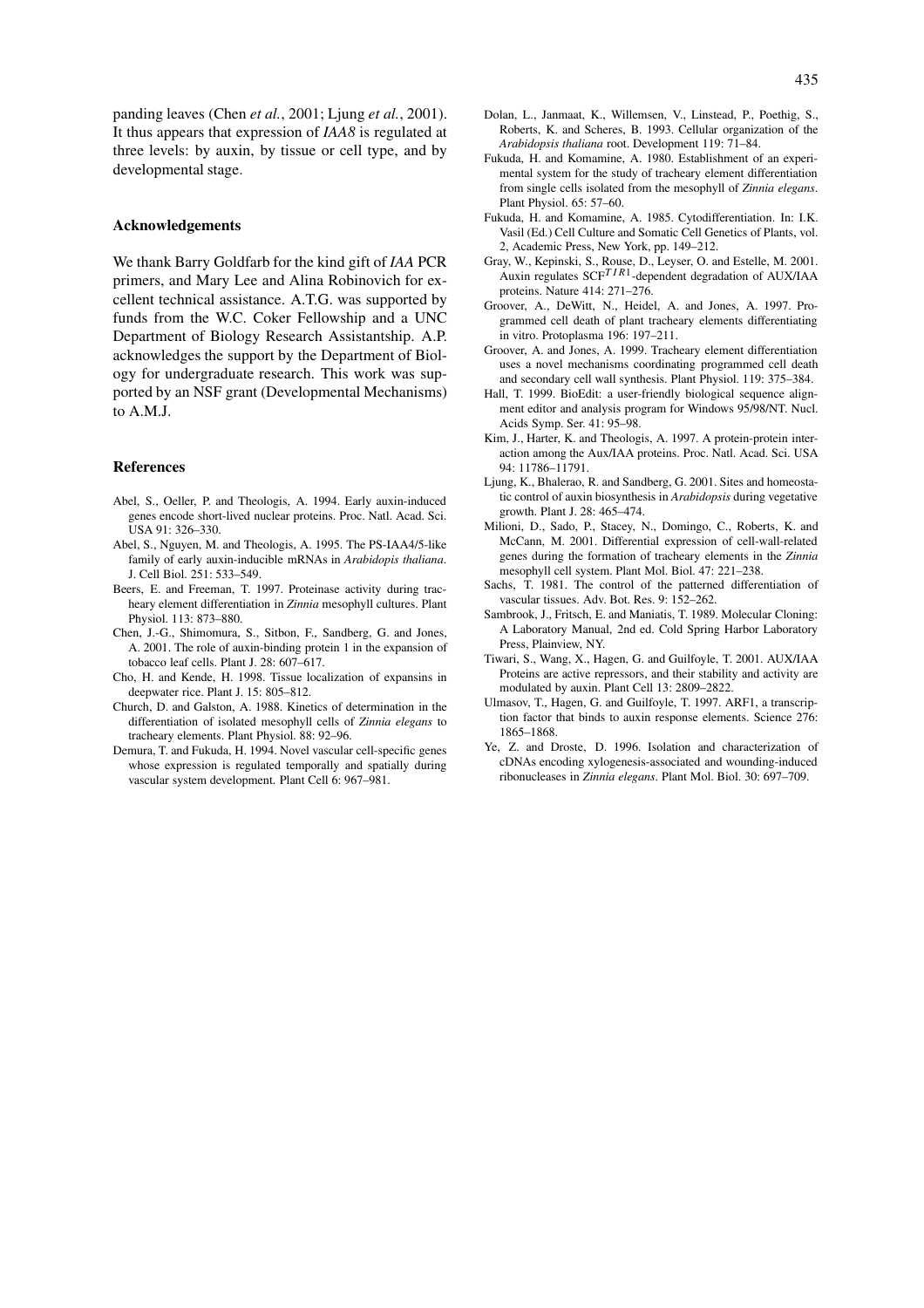panding leaves (Chen *et al.*, 2001; Ljung *et al.*, 2001). It thus appears that expression of *IAA8* is regulated at three levels: by auxin, by tissue or cell type, and by developmental stage.

## Acknowledgements

We thank Barry Goldfarb for the kind gift of *IAA* PCR primers, and Mary Lee and Alina Robinovich for excellent technical assistance. A.T.G. was supported by funds from the W.C. Coker Fellowship and a UNC Department of Biology Research Assistantship. A.P. acknowledges the support by the Department of Biology for undergraduate research. This work was supported by an NSF grant (Developmental Mechanisms) to A.M.J.

## References

Abel, S., Oeller, P. and Theologis, A. 1994. Early auxin-induced genes encode short-lived nuclear proteins. Proc. Natl. Acad. Sci. USA 91: 326–330.

Abel, S., Nguyen, M. and Theologis, A. 1995. The PS-IAA4/5-like family of early auxin-inducible mRNAs in *Arabidopis thaliana*. J. Cell Biol. 251: 533–549.

Beers, E. and Freeman, T. 1997. Proteinase activity during tracheary element differentiation in *Zinnia* mesophyll cultures. Plant Physiol. 113: 873–880.

Chen, J.-G., Shimomura, S., Sitbon, F., Sandberg, G. and Jones, A. 2001. The role of auxin-binding protein 1 in the expansion of tobacco leaf cells. Plant J. 28: 607–617.

Cho, H. and Kende, H. 1998. Tissue localization of expansins in deepwater rice. Plant J. 15: 805–812.

Church, D. and Galston, A. 1988. Kinetics of determination in the differentiation of isolated mesophyll cells of *Zinnia elegans* to tracheary elements. Plant Physiol. 88: 92–96.

Demura, T. and Fukuda, H. 1994. Novel vascular cell-specific genes whose expression is regulated temporally and spatially during vascular system development. Plant Cell 6: 967–981.

Dolan, L., Janmaat, K., Willemsen, V., Linstead, P., Poethig, S., Roberts, K. and Scheres, B. 1993. Cellular organization of the *Arabidopsis thaliana* root. Development 119: 71–84.

Fukuda, H. and Komamine, A. 1980. Establishment of an experimental system for the study of tracheary element differentiation from single cells isolated from the mesophyll of *Zinnia elegans*. Plant Physiol. 65: 57–60.

Fukuda, H. and Komamine, A. 1985. Cytodifferentiation. In: I.K. Vasil (Ed.) Cell Culture and Somatic Cell Genetics of Plants, vol. 2, Academic Press, New York, pp. 149–212.

Gray, W., Kepinski, S., Rouse, D., Leyser, O. and Estelle, M. 2001. Auxin regulates $SCF^{TIR1}$-dependent degradation of AUX/IAA proteins. Nature 414: 271–276.

Groover, A., DeWitt, N., Heidel, A. and Jones, A. 1997. Programmed cell death of plant tracheary elements differentiating in vitro. Protoplasma 196: 197–211.

Groover, A. and Jones, A. 1999. Tracheary element differentiation uses a novel mechanisms coordinating programmed cell death and secondary cell wall synthesis. Plant Physiol. 119: 375–384.

Hall, T. 1999. BioEdit: a user-friendly biological sequence alignment editor and analysis program for Windows 95/98/NT. Nucl. Acids Symp. Ser. 41: 95–98.

Kim, J., Harter, K. and Theologis, A. 1997. A protein-protein interaction among the Aux/IAA proteins. Proc. Natl. Acad. Sci. USA 94: 11786–11791.

Ljung, K., Bhalerao, R. and Sandberg, G. 2001. Sites and homeostatic control of auxin biosynthesis in *Arabidopsis* during vegetative growth. Plant J. 28: 465–474.

Milioni, D., Sado, P., Stacey, N., Domingo, C., Roberts, K. and McCann, M. 2001. Differential expression of cell-wall-related genes during the formation of tracheary elements in the *Zinnia* mesophyll cell system. Plant Mol. Biol. 47: 221–238.

Sachs, T. 1981. The control of the patterned differentiation of vascular tissues. Adv. Bot. Res. 9: 152–262.

Sambrook, J., Fritsch, E. and Maniatis, T. 1989. Molecular Cloning: A Laboratory Manual, 2nd ed. Cold Spring Harbor Laboratory Press, Plainview, NY.

Tiwari, S., Wang, X., Hagen, G. and Guilfoyle, T. 2001. AUX/IAA Proteins are active repressors, and their stability and activity are modulated by auxin. Plant Cell 13: 2809–2822.

Ulmasov, T., Hagen, G. and Guilfoyle, T. 1997. ARF1, a transcription factor that binds to auxin response elements. Science 276: 1865–1868.

Ye, Z. and Droste, D. 1996. Isolation and characterization of cDNAs encoding xylogenesis-associated and wounding-induced ribonucleases in *Zinnia elegans*. Plant Mol. Biol. 30: 697–709.